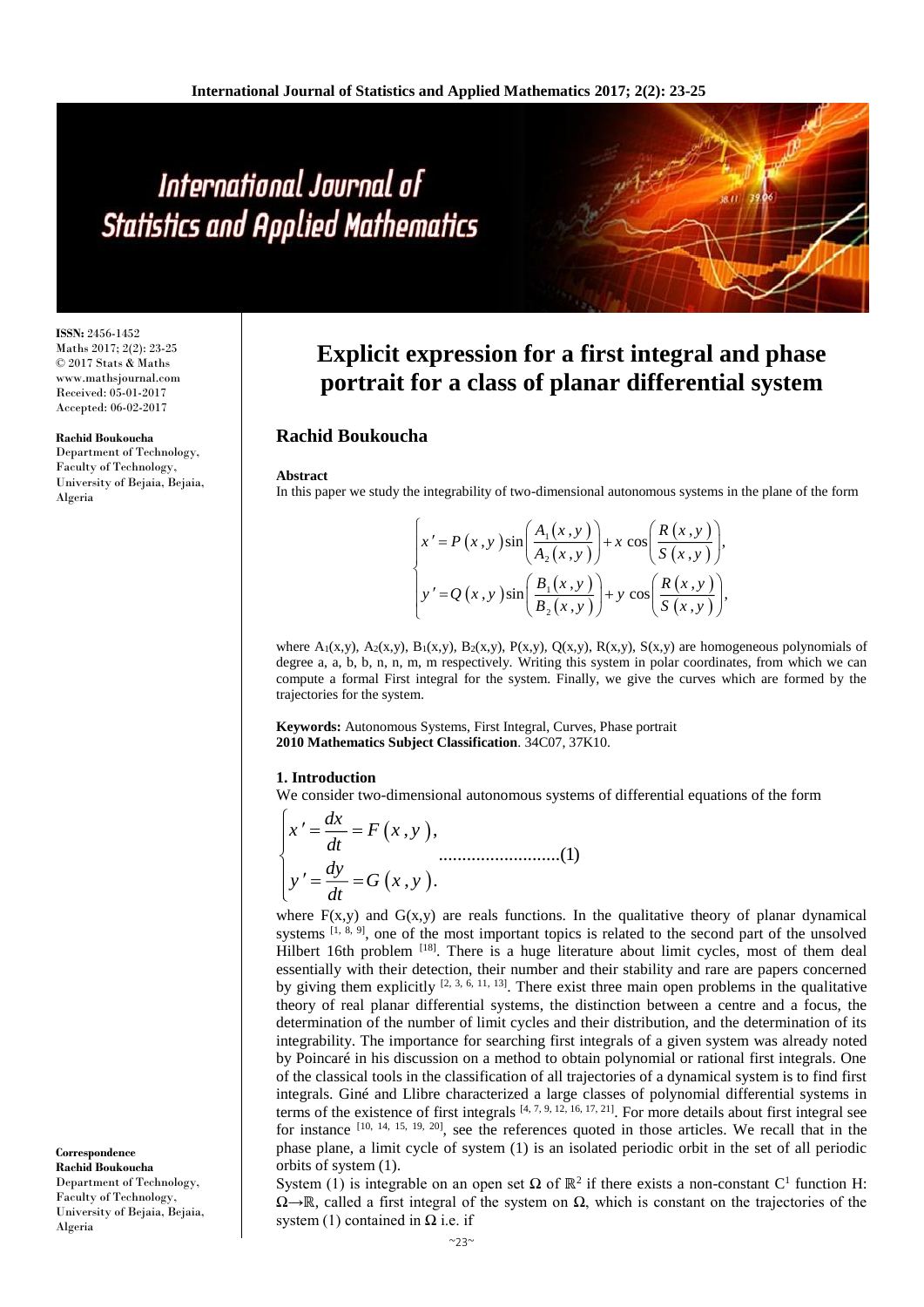# Explicit expression for a first integral and phase portrait for a class of planar differential system

## Rachid Boukoucha

ISSN: 2456-1452
Maths 2017; 2(2): 23-25
© 2017 Stats & Maths
www.mathsjournal.com
Received: 05-01-2017
Accepted: 06-02-2017

**Rachid Boukoucha**
Department of Technology, Faculty of Technology, University of Bejaia, Bejaia, Algeria

**Correspondence**
**Rachid Boukoucha**
Department of Technology, Faculty of Technology, University of Bejaia, Bejaia, Algeria

**Abstract**

In this paper we study the integrability of two-dimensional autonomous systems in the plane of the form

$$\begin{cases} x' = P(x,y)\sin\left(\dfrac{A_1(x,y)}{A_2(x,y)}\right) + x\cos\left(\dfrac{R(x,y)}{S(x,y)}\right), \\ y' = Q(x,y)\sin\left(\dfrac{B_1(x,y)}{B_2(x,y)}\right) + y\cos\left(\dfrac{R(x,y)}{S(x,y)}\right), \end{cases}$$

where $A_1(x,y)$, $A_2(x,y)$, $B_1(x,y)$, $B_2(x,y)$, $P(x,y)$, $Q(x,y)$, $R(x,y)$, $S(x,y)$ are homogeneous polynomials of degree a, a, b, b, n, n, m, m respectively. Writing this system in polar coordinates, from which we can compute a formal First integral for the system. Finally, we give the curves which are formed by the trajectories for the system.

**Keywords:** Autonomous Systems, First Integral, Curves, Phase portrait
**2010 Mathematics Subject Classification**. 34C07, 37K10.

### 1. Introduction

We consider two-dimensional autonomous systems of differential equations of the form

$$\begin{cases} x' = \dfrac{dx}{dt} = F(x,y), \\ y' = \dfrac{dy}{dt} = G(x,y). \end{cases} \quad \text{..........................(1)}$$

where $F(x,y)$ and $G(x,y)$ are reals functions. In the qualitative theory of planar dynamical systems [1, 8, 9], one of the most important topics is related to the second part of the unsolved Hilbert 16th problem [18]. There is a huge literature about limit cycles, most of them deal essentially with their detection, their number and their stability and rare are papers concerned by giving them explicitly [2, 3, 6, 11, 13]. There exist three main open problems in the qualitative theory of real planar differential systems, the distinction between a centre and a focus, the determination of the number of limit cycles and their distribution, and the determination of its integrability. The importance for searching first integrals of a given system was already noted by Poincaré in his discussion on a method to obtain polynomial or rational first integrals. One of the classical tools in the classification of all trajectories of a dynamical system is to find first integrals. Giné and Llibre characterized a large classes of polynomial differential systems in terms of the existence of first integrals [4, 7, 9, 12, 16, 17, 21]. For more details about first integral see for instance [10, 14, 15, 19, 20], see the references quoted in those articles. We recall that in the phase plane, a limit cycle of system (1) is an isolated periodic orbit in the set of all periodic orbits of system (1).

System (1) is integrable on an open set $\Omega$ of $\mathbb{R}^2$ if there exists a non-constant $C^1$ function H: $\Omega \to \mathbb{R}$, called a first integral of the system on $\Omega$, which is constant on the trajectories of the system (1) contained in $\Omega$ i.e. if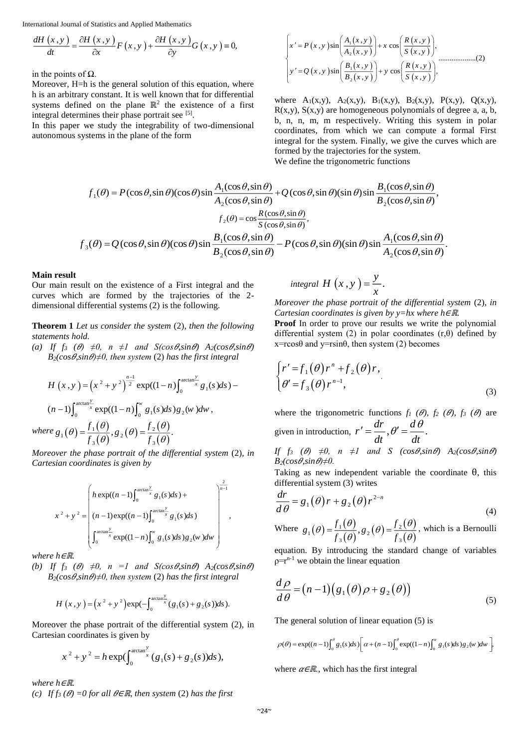$$\frac{dH(x,y)}{dt} = \frac{\partial H(x,y)}{\partial x} F(x,y) + \frac{\partial H(x,y)}{\partial y} G(x,y) \equiv 0,$$

in the points of $\Omega$.

Moreover, H=h is the general solution of this equation, where h is an arbitrary constant. It is well known that for differential systems defined on the plane $\mathbb{R}^2$ the existence of a first integral determines their phase portrait see [5].

In this paper we study the integrability of two-dimensional autonomous systems in the plane of the form

$$\begin{cases} x' = P(x,y)\sin\left(\dfrac{A_1(x,y)}{A_2(x,y)}\right) + x\cos\left(\dfrac{R(x,y)}{S(x,y)}\right), \\ y' = Q(x,y)\sin\left(\dfrac{B_1(x,y)}{B_2(x,y)}\right) + y\cos\left(\dfrac{R(x,y)}{S(x,y)}\right), \end{cases} \quad \text{...................(2)}$$

where $A_1(x,y)$, $A_2(x,y)$, $B_1(x,y)$, $B_2(x,y)$, $P(x,y)$, $Q(x,y)$, $R(x,y)$, $S(x,y)$ are homogeneous polynomials of degree a, a, b, b, n, n, m, m respectively. Writing this system in polar coordinates, from which we can compute a formal First integral for the system. Finally, we give the curves which are formed by the trajectories for the system.

We define the trigonometric functions

$$f_1(\theta) = P(\cos\theta,\sin\theta)(\cos\theta)\sin\frac{A_1(\cos\theta,\sin\theta)}{A_2(\cos\theta,\sin\theta)} + Q(\cos\theta,\sin\theta)(\sin\theta)\sin\frac{B_1(\cos\theta,\sin\theta)}{B_2(\cos\theta,\sin\theta)},$$

$$f_2(\theta) = \cos\frac{R(\cos\theta,\sin\theta)}{S(\cos\theta,\sin\theta)},$$

$$f_3(\theta) = Q(\cos\theta,\sin\theta)(\cos\theta)\sin\frac{B_1(\cos\theta,\sin\theta)}{B_2(\cos\theta,\sin\theta)} - P(\cos\theta,\sin\theta)(\sin\theta)\sin\frac{A_1(\cos\theta,\sin\theta)}{A_2(\cos\theta,\sin\theta)}.$$

## Main result

Our main result on the existence of a First integral and the curves which are formed by the trajectories of the 2-dimensional differential systems (2) is the following.

**Theorem 1** *Let us consider the system* (2), *then the following statements hold.*

*(a) If $f_3(\theta) \neq 0$, $n \neq 1$ and $S(\cos\theta,\sin\theta)$ $A_2(\cos\theta,\sin\theta)$ $B_2(\cos\theta,\sin\theta) \neq 0$, then system* (2) *has the first integral*

$$H(x,y) = \left(x^2+y^2\right)^{\frac{n-1}{2}} \exp((1-n)\int_0^{\arctan\frac{y}{x}} g_1(s)ds) - (n-1)\int_0^{\arctan\frac{y}{x}} \exp((1-n)\int_0^{w} g_1(s)ds) g_2(w)dw,$$

*where* $g_1(\theta) = \dfrac{f_1(\theta)}{f_3(\theta)}, g_2(\theta) = \dfrac{f_2(\theta)}{f_3(\theta)}.$

*Moreover the phase portrait of the differential system* (2), *in Cartesian coordinates is given by*

$$x^2+y^2 = \left( \begin{array}{l} h\exp((n-1)\int_0^{\arctan\frac{y}{x}} g_1(s)ds) + \\ (n-1)\exp((n-1)\int_0^{\arctan\frac{y}{x}} g_1(s)ds) \\ \int_0^{\arctan\frac{y}{x}} \exp((1-n)\int_0^{w} g_1(s)ds) g_2(w)dw \end{array} \right)^{\frac{2}{n-1}},$$

*where $h \in \mathbb{R}$.*

*(b) If $f_3(\theta) \neq 0$, $n = 1$ and $S(\cos\theta,\sin\theta)$ $A_2(\cos\theta,\sin\theta)$ $B_2(\cos\theta,\sin\theta) \neq 0$, then system* (2) *has the first integral*

$$H(x,y) = \left(x^2+y^2\right)\exp(-\int_0^{\arctan\frac{y}{x}} (g_1(s)+g_2(s))ds).$$

Moreover the phase portrait of the differential system (2), in Cartesian coordinates is given by

$$x^2+y^2 = h\exp(\int_0^{\arctan\frac{y}{x}} (g_1(s)+g_2(s))ds),$$

*where $h \in \mathbb{R}$.*

*(c) If $f_3(\theta) = 0$ for all $\theta \in \mathbb{R}$, then system* (2) *has the first integral* $H(x,y) = \dfrac{y}{x}.$

*Moreover the phase portrait of the differential system* (2), *in Cartesian coordinates is given by $y=hx$ where $h \in \mathbb{R}$.*

**Proof** In order to prove our results we write the polynomial differential system (2) in polar coordinates $(r,\theta)$ defined by $x=r\cos\theta$ and $y=r\sin\theta$, then system (2) becomes

$$\begin{cases} r' = f_1(\theta)r^n + f_2(\theta)r, \\ \theta' = f_3(\theta)r^{n-1}, \end{cases} \tag{3}$$

where the trigonometric functions $f_1(\theta)$, $f_2(\theta)$, $f_3(\theta)$ are given in introduction, $r' = \dfrac{dr}{dt}, \theta' = \dfrac{d\theta}{dt}.$

*If $f_3(\theta) \neq 0$, $n \neq 1$ and $S(\cos\theta,\sin\theta)$ $A_2(\cos\theta,\sin\theta)$ $B_2(\cos\theta,\sin\theta) \neq 0$.*

Taking as new independent variable the coordinate $\theta$, this differential system (3) writes

$$\frac{dr}{d\theta} = g_1(\theta)r + g_2(\theta)r^{2-n} \tag{4}$$

Where $g_1(\theta) = \dfrac{f_1(\theta)}{f_3(\theta)}, g_2(\theta) = \dfrac{f_2(\theta)}{f_3(\theta)}$, which is a Bernoulli equation. By introducing the standard change of variables $\rho = r^{n-1}$ we obtain the linear equation

$$\frac{d\rho}{d\theta} = (n-1)\left(g_1(\theta)\rho + g_2(\theta)\right) \tag{5}$$

The general solution of linear equation (5) is

$$\rho(\theta) = \exp((n-1)\int_0^{\theta} g_1(s)ds)\left[\alpha + (n-1)\int_0^{\theta} \exp((1-n)\int_0^{w} g_1(s)ds) g_2(w)dw\right],$$

where $\alpha \in \mathbb{R}$., which has the first integral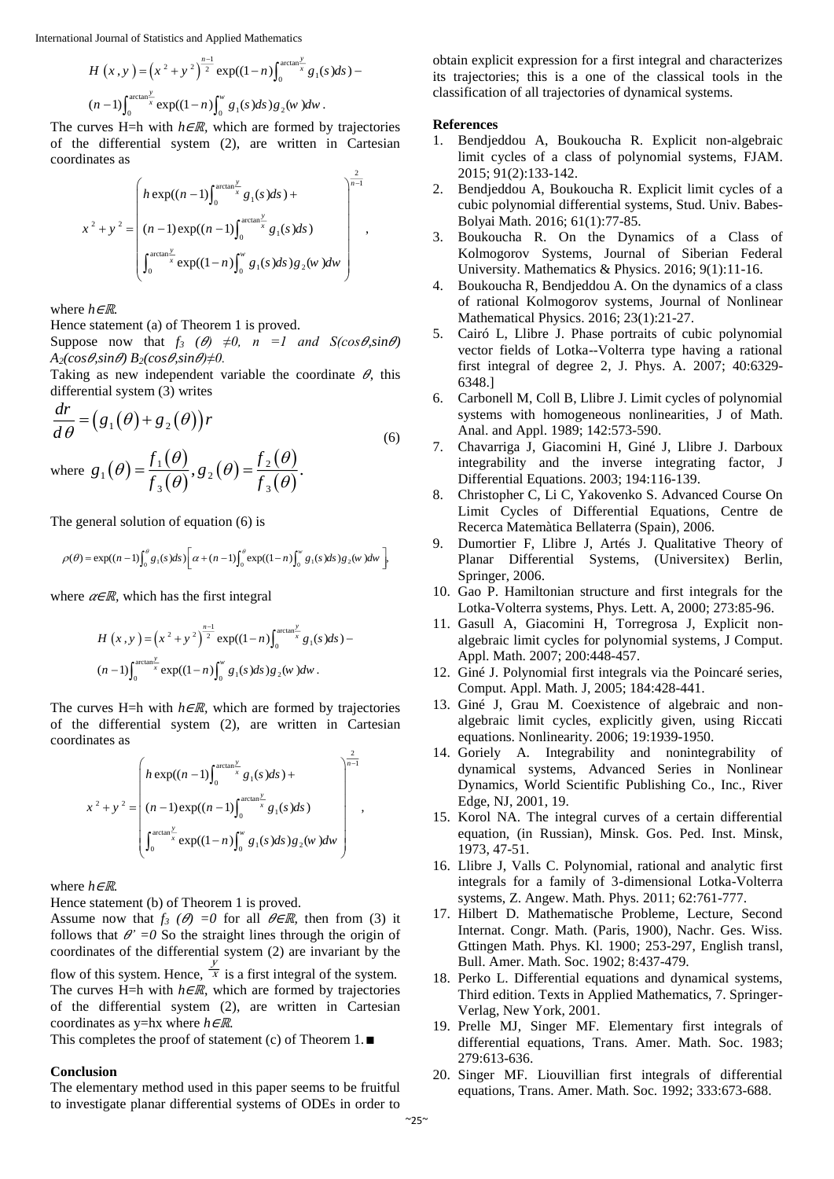$$H(x,y) = \left(x^2+y^2\right)^{\frac{n-1}{2}} \exp((1-n)\int_0^{\arctan\frac{y}{x}} g_1(s)ds) -$$
$$(n-1)\int_0^{\arctan\frac{y}{x}} \exp((1-n)\int_0^{w} g_1(s)ds) g_2(w)dw.$$

The curves H=h with $h\in\mathbb{R}$, which are formed by trajectories of the differential system (2), are written in Cartesian coordinates as

$$x^2+y^2 = \begin{pmatrix} h\exp((n-1)\int_0^{\arctan\frac{y}{x}} g_1(s)ds) + \\ (n-1)\exp((n-1)\int_0^{\arctan\frac{y}{x}} g_1(s)ds) \\ \int_0^{\arctan\frac{y}{x}} \exp((1-n)\int_0^{w} g_1(s)ds) g_2(w)dw \end{pmatrix}^{\frac{2}{n-1}},$$

where $h\in\mathbb{R}$.

Hence statement (a) of Theorem 1 is proved.

Suppose now that $f_3(\theta)\neq 0$, $n=1$ and $S(\cos\theta,\sin\theta)$ $A_2(\cos\theta,\sin\theta)$ $B_2(\cos\theta,\sin\theta)\neq 0$.

Taking as new independent variable the coordinate $\theta$, this differential system (3) writes

$$\frac{dr}{d\theta} = \left(g_1(\theta)+g_2(\theta)\right)r \tag{6}$$

where $g_1(\theta) = \dfrac{f_1(\theta)}{f_3(\theta)}, g_2(\theta) = \dfrac{f_2(\theta)}{f_3(\theta)}$.

The general solution of equation (6) is

$$\rho(\theta) = \exp((n-1)\int_0^{\theta} g_1(s)ds)\left[\alpha + (n-1)\int_0^{\theta}\exp((1-n)\int_0^{w} g_1(s)ds) g_2(w)dw\right],$$

where $\alpha\in\mathbb{R}$, which has the first integral

$$H(x,y) = \left(x^2+y^2\right)^{\frac{n-1}{2}} \exp((1-n)\int_0^{\arctan\frac{y}{x}} g_1(s)ds) -$$
$$(n-1)\int_0^{\arctan\frac{y}{x}} \exp((1-n)\int_0^{w} g_1(s)ds) g_2(w)dw.$$

The curves H=h with $h\in\mathbb{R}$, which are formed by trajectories of the differential system (2), are written in Cartesian coordinates as

$$x^2+y^2 = \begin{pmatrix} h\exp((n-1)\int_0^{\arctan\frac{y}{x}} g_1(s)ds) + \\ (n-1)\exp((n-1)\int_0^{\arctan\frac{y}{x}} g_1(s)ds) \\ \int_0^{\arctan\frac{y}{x}} \exp((1-n)\int_0^{w} g_1(s)ds) g_2(w)dw \end{pmatrix}^{\frac{2}{n-1}},$$

where $h\in\mathbb{R}$.

Hence statement (b) of Theorem 1 is proved.

Assume now that $f_3(\theta)=0$ for all $\theta\in\mathbb{R}$, then from (3) it follows that $\theta'=0$ So the straight lines through the origin of coordinates of the differential system (2) are invariant by the flow of this system. Hence, $\frac{y}{x}$ is a first integral of the system. The curves H=h with $h\in\mathbb{R}$, which are formed by trajectories of the differential system (2), are written in Cartesian coordinates as y=hx where $h\in\mathbb{R}$.

This completes the proof of statement (c) of Theorem 1. ■

## Conclusion

The elementary method used in this paper seems to be fruitful to investigate planar differential systems of ODEs in order to obtain explicit expression for a first integral and characterizes its trajectories; this is a one of the classical tools in the classification of all trajectories of dynamical systems.

## References

1. Bendjeddou A, Boukoucha R. Explicit non-algebraic limit cycles of a class of polynomial systems, FJAM. 2015; 91(2):133-142.
2. Bendjeddou A, Boukoucha R. Explicit limit cycles of a cubic polynomial differential systems, Stud. Univ. Babes-Bolyai Math. 2016; 61(1):77-85.
3. Boukoucha R. On the Dynamics of a Class of Kolmogorov Systems, Journal of Siberian Federal University. Mathematics & Physics. 2016; 9(1):11-16.
4. Boukoucha R, Bendjeddou A. On the dynamics of a class of rational Kolmogorov systems, Journal of Nonlinear Mathematical Physics. 2016; 23(1):21-27.
5. Cairó L, Llibre J. Phase portraits of cubic polynomial vector fields of Lotka--Volterra type having a rational first integral of degree 2, J. Phys. A. 2007; 40:6329-6348.]
6. Carbonell M, Coll B, Llibre J. Limit cycles of polynomial systems with homogeneous nonlinearities, J of Math. Anal. and Appl. 1989; 142:573-590.
7. Chavarriga J, Giacomini H, Giné J, Llibre J. Darboux integrability and the inverse integrating factor, J Differential Equations. 2003; 194:116-139.
8. Christopher C, Li C, Yakovenko S. Advanced Course On Limit Cycles of Differential Equations, Centre de Recerca Matemàtica Bellaterra (Spain), 2006.
9. Dumortier F, Llibre J, Artés J. Qualitative Theory of Planar Differential Systems, (Universitex) Berlin, Springer, 2006.
10. Gao P. Hamiltonian structure and first integrals for the Lotka-Volterra systems, Phys. Lett. A, 2000; 273:85-96.
11. Gasull A, Giacomini H, Torregrosa J, Explicit non-algebraic limit cycles for polynomial systems, J Comput. Appl. Math. 2007; 200:448-457.
12. Giné J. Polynomial first integrals via the Poincaré series, Comput. Appl. Math. J, 2005; 184:428-441.
13. Giné J, Grau M. Coexistence of algebraic and non-algebraic limit cycles, explicitly given, using Riccati equations. Nonlinearity. 2006; 19:1939-1950.
14. Goriely A. Integrability and nonintegrability of dynamical systems, Advanced Series in Nonlinear Dynamics, World Scientific Publishing Co., Inc., River Edge, NJ, 2001, 19.
15. Korol NA. The integral curves of a certain differential equation, (in Russian), Minsk. Gos. Ped. Inst. Minsk, 1973, 47-51.
16. Llibre J, Valls C. Polynomial, rational and analytic first integrals for a family of 3-dimensional Lotka-Volterra systems, Z. Angew. Math. Phys. 2011; 62:761-777.
17. Hilbert D. Mathematische Probleme, Lecture, Second Internat. Congr. Math. (Paris, 1900), Nachr. Ges. Wiss. Gttingen Math. Phys. Kl. 1900; 253-297, English transl, Bull. Amer. Math. Soc. 1902; 8:437-479.
18. Perko L. Differential equations and dynamical systems, Third edition. Texts in Applied Mathematics, 7. Springer-Verlag, New York, 2001.
19. Prelle MJ, Singer MF. Elementary first integrals of differential equations, Trans. Amer. Math. Soc. 1983; 279:613-636.
20. Singer MF. Liouvillian first integrals of differential equations, Trans. Amer. Math. Soc. 1992; 333:673-688.